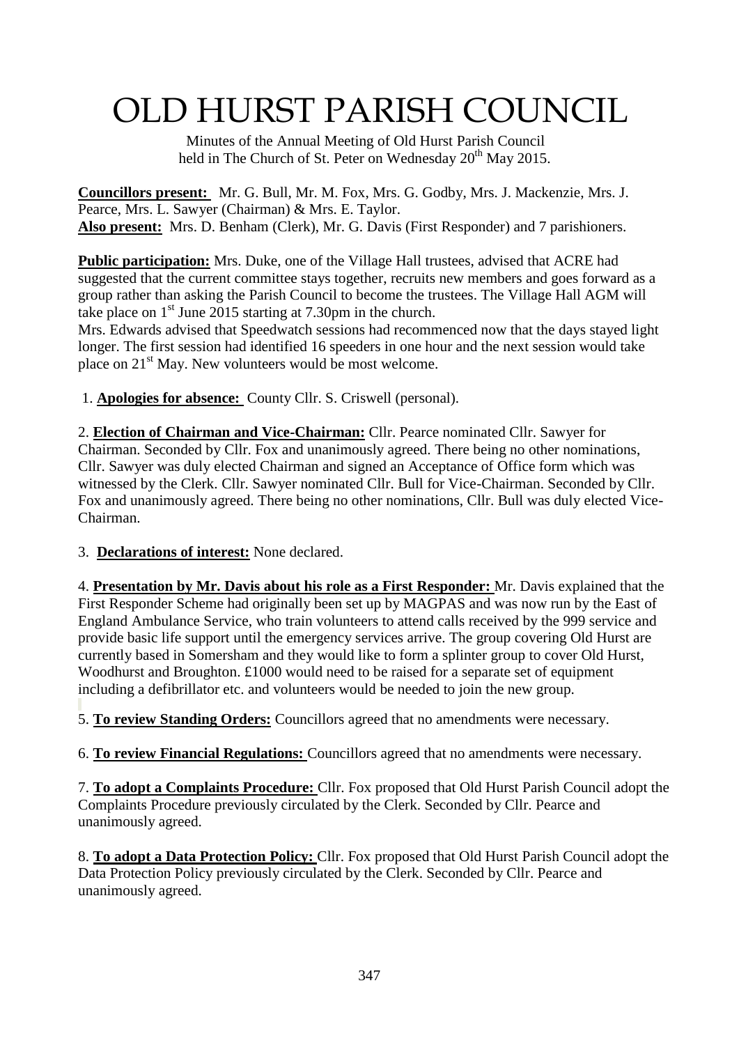# OLD HURST PARISH COUNCIL

Minutes of the Annual Meeting of Old Hurst Parish Council held in The Church of St. Peter on Wednesday 20th May 2015.

**Councillors present:** Mr. G. Bull, Mr. M. Fox, Mrs. G. Godby, Mrs. J. Mackenzie, Mrs. J. Pearce, Mrs. L. Sawyer (Chairman) & Mrs. E. Taylor.
**Also present:** Mrs. D. Benham (Clerk), Mr. G. Davis (First Responder) and 7 parishioners.

**Public participation:** Mrs. Duke, one of the Village Hall trustees, advised that ACRE had suggested that the current committee stays together, recruits new members and goes forward as a group rather than asking the Parish Council to become the trustees. The Village Hall AGM will take place on 1st June 2015 starting at 7.30pm in the church.
Mrs. Edwards advised that Speedwatch sessions had recommenced now that the days stayed light longer. The first session had identified 16 speeders in one hour and the next session would take place on 21st May. New volunteers would be most welcome.

1. **Apologies for absence:** County Cllr. S. Criswell (personal).

2. **Election of Chairman and Vice-Chairman:** Cllr. Pearce nominated Cllr. Sawyer for Chairman. Seconded by Cllr. Fox and unanimously agreed. There being no other nominations, Cllr. Sawyer was duly elected Chairman and signed an Acceptance of Office form which was witnessed by the Clerk. Cllr. Sawyer nominated Cllr. Bull for Vice-Chairman. Seconded by Cllr. Fox and unanimously agreed. There being no other nominations, Cllr. Bull was duly elected Vice-Chairman.

3. **Declarations of interest:** None declared.

4. **Presentation by Mr. Davis about his role as a First Responder:** Mr. Davis explained that the First Responder Scheme had originally been set up by MAGPAS and was now run by the East of England Ambulance Service, who train volunteers to attend calls received by the 999 service and provide basic life support until the emergency services arrive. The group covering Old Hurst are currently based in Somersham and they would like to form a splinter group to cover Old Hurst, Woodhurst and Broughton. £1000 would need to be raised for a separate set of equipment including a defibrillator etc. and volunteers would be needed to join the new group.

5. **To review Standing Orders:** Councillors agreed that no amendments were necessary.

6. **To review Financial Regulations:** Councillors agreed that no amendments were necessary.

7. **To adopt a Complaints Procedure:** Cllr. Fox proposed that Old Hurst Parish Council adopt the Complaints Procedure previously circulated by the Clerk. Seconded by Cllr. Pearce and unanimously agreed.

8. **To adopt a Data Protection Policy:** Cllr. Fox proposed that Old Hurst Parish Council adopt the Data Protection Policy previously circulated by the Clerk. Seconded by Cllr. Pearce and unanimously agreed.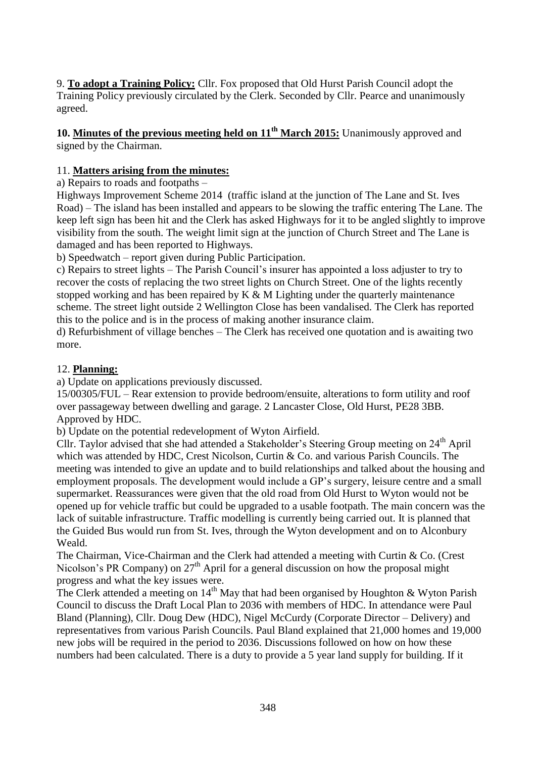9. **To adopt a Training Policy:** Cllr. Fox proposed that Old Hurst Parish Council adopt the Training Policy previously circulated by the Clerk. Seconded by Cllr. Pearce and unanimously agreed.

**10. Minutes of the previous meeting held on 11th March 2015:** Unanimously approved and signed by the Chairman.

11. **Matters arising from the minutes:**

a) Repairs to roads and footpaths –

Highways Improvement Scheme 2014 (traffic island at the junction of The Lane and St. Ives Road) – The island has been installed and appears to be slowing the traffic entering The Lane. The keep left sign has been hit and the Clerk has asked Highways for it to be angled slightly to improve visibility from the south. The weight limit sign at the junction of Church Street and The Lane is damaged and has been reported to Highways.

b) Speedwatch – report given during Public Participation.

c) Repairs to street lights – The Parish Council's insurer has appointed a loss adjuster to try to recover the costs of replacing the two street lights on Church Street. One of the lights recently stopped working and has been repaired by K & M Lighting under the quarterly maintenance scheme. The street light outside 2 Wellington Close has been vandalised. The Clerk has reported this to the police and is in the process of making another insurance claim.

d) Refurbishment of village benches – The Clerk has received one quotation and is awaiting two more.

12. **Planning:**

a) Update on applications previously discussed.

15/00305/FUL – Rear extension to provide bedroom/ensuite, alterations to form utility and roof over passageway between dwelling and garage. 2 Lancaster Close, Old Hurst, PE28 3BB. Approved by HDC.

b) Update on the potential redevelopment of Wyton Airfield.

Cllr. Taylor advised that she had attended a Stakeholder's Steering Group meeting on 24th April which was attended by HDC, Crest Nicolson, Curtin & Co. and various Parish Councils. The meeting was intended to give an update and to build relationships and talked about the housing and employment proposals. The development would include a GP's surgery, leisure centre and a small supermarket. Reassurances were given that the old road from Old Hurst to Wyton would not be opened up for vehicle traffic but could be upgraded to a usable footpath. The main concern was the lack of suitable infrastructure. Traffic modelling is currently being carried out. It is planned that the Guided Bus would run from St. Ives, through the Wyton development and on to Alconbury Weald.

The Chairman, Vice-Chairman and the Clerk had attended a meeting with Curtin & Co. (Crest Nicolson's PR Company) on 27th April for a general discussion on how the proposal might progress and what the key issues were.

The Clerk attended a meeting on 14th May that had been organised by Houghton & Wyton Parish Council to discuss the Draft Local Plan to 2036 with members of HDC. In attendance were Paul Bland (Planning), Cllr. Doug Dew (HDC), Nigel McCurdy (Corporate Director – Delivery) and representatives from various Parish Councils. Paul Bland explained that 21,000 homes and 19,000 new jobs will be required in the period to 2036. Discussions followed on how on how these numbers had been calculated. There is a duty to provide a 5 year land supply for building. If it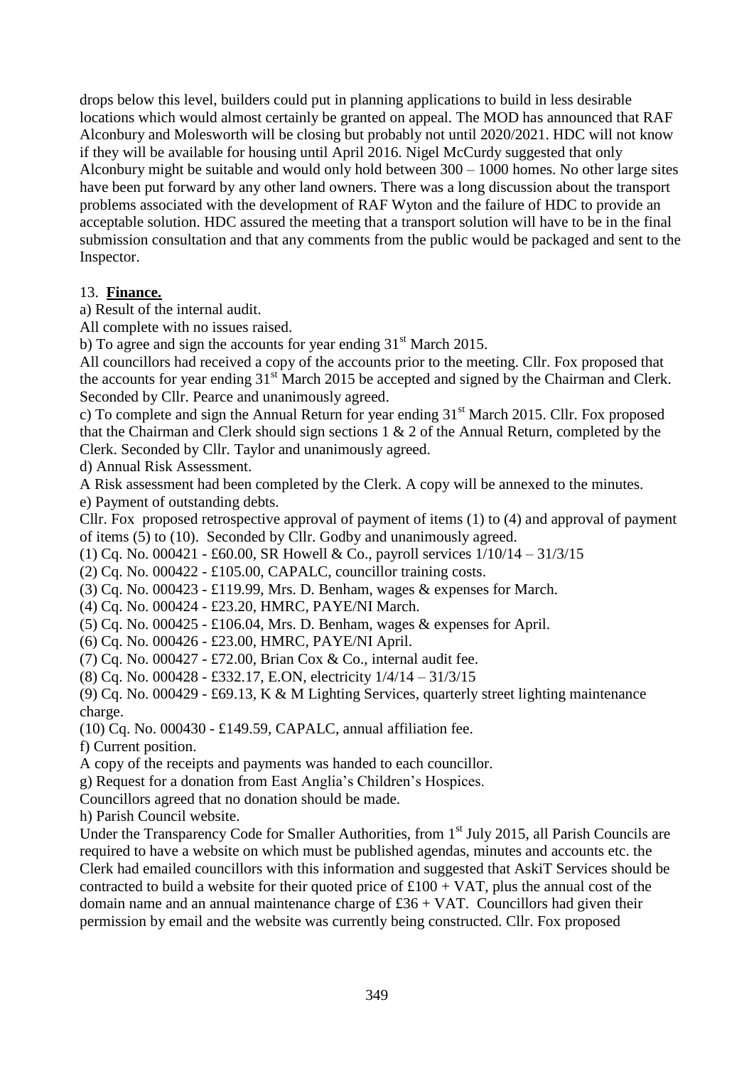drops below this level, builders could put in planning applications to build in less desirable locations which would almost certainly be granted on appeal. The MOD has announced that RAF Alconbury and Molesworth will be closing but probably not until 2020/2021. HDC will not know if they will be available for housing until April 2016. Nigel McCurdy suggested that only Alconbury might be suitable and would only hold between 300 – 1000 homes. No other large sites have been put forward by any other land owners. There was a long discussion about the transport problems associated with the development of RAF Wyton and the failure of HDC to provide an acceptable solution. HDC assured the meeting that a transport solution will have to be in the final submission consultation and that any comments from the public would be packaged and sent to the Inspector.

13. **Finance.**

a) Result of the internal audit.

All complete with no issues raised.

b) To agree and sign the accounts for year ending 31st March 2015.

All councillors had received a copy of the accounts prior to the meeting. Cllr. Fox proposed that the accounts for year ending 31st March 2015 be accepted and signed by the Chairman and Clerk. Seconded by Cllr. Pearce and unanimously agreed.

c) To complete and sign the Annual Return for year ending 31st March 2015. Cllr. Fox proposed that the Chairman and Clerk should sign sections 1 & 2 of the Annual Return, completed by the Clerk. Seconded by Cllr. Taylor and unanimously agreed.

d) Annual Risk Assessment.

A Risk assessment had been completed by the Clerk. A copy will be annexed to the minutes.

e) Payment of outstanding debts.

Cllr. Fox proposed retrospective approval of payment of items (1) to (4) and approval of payment of items (5) to (10). Seconded by Cllr. Godby and unanimously agreed.

(1) Cq. No. 000421 - £60.00, SR Howell & Co., payroll services 1/10/14 – 31/3/15

(2) Cq. No. 000422 - £105.00, CAPALC, councillor training costs.

(3) Cq. No. 000423 - £119.99, Mrs. D. Benham, wages & expenses for March.

(4) Cq. No. 000424 - £23.20, HMRC, PAYE/NI March.

(5) Cq. No. 000425 - £106.04, Mrs. D. Benham, wages & expenses for April.

(6) Cq. No. 000426 - £23.00, HMRC, PAYE/NI April.

(7) Cq. No. 000427 - £72.00, Brian Cox & Co., internal audit fee.

(8) Cq. No. 000428 - £332.17, E.ON, electricity 1/4/14 – 31/3/15

(9) Cq. No. 000429 - £69.13, K & M Lighting Services, quarterly street lighting maintenance charge.

(10) Cq. No. 000430 - £149.59, CAPALC, annual affiliation fee.

f) Current position.

A copy of the receipts and payments was handed to each councillor.

g) Request for a donation from East Anglia's Children's Hospices.

Councillors agreed that no donation should be made.

h) Parish Council website.

Under the Transparency Code for Smaller Authorities, from 1st July 2015, all Parish Councils are required to have a website on which must be published agendas, minutes and accounts etc. the Clerk had emailed councillors with this information and suggested that AskiT Services should be contracted to build a website for their quoted price of £100 + VAT, plus the annual cost of the domain name and an annual maintenance charge of £36 + VAT. Councillors had given their permission by email and the website was currently being constructed. Cllr. Fox proposed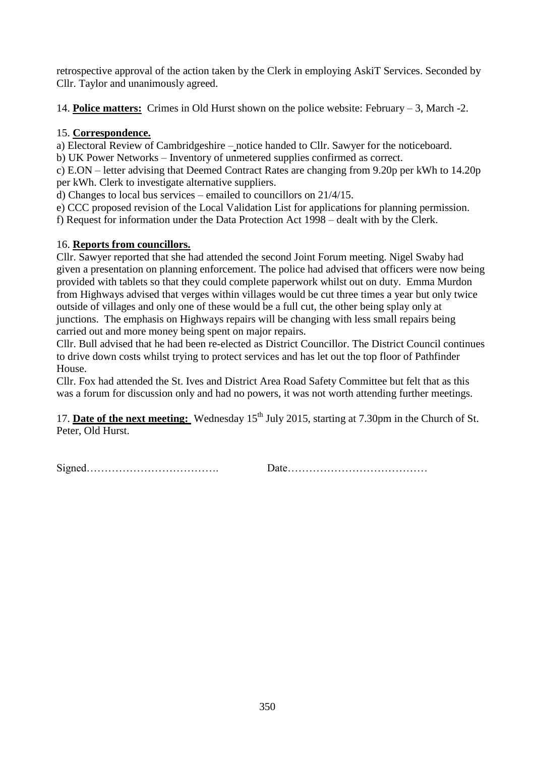retrospective approval of the action taken by the Clerk in employing AskiT Services. Seconded by Cllr. Taylor and unanimously agreed.

14. **Police matters:** Crimes in Old Hurst shown on the police website: February – 3, March -2.

15. **Correspondence.**

a) Electoral Review of Cambridgeshire – notice handed to Cllr. Sawyer for the noticeboard.
b) UK Power Networks – Inventory of unmetered supplies confirmed as correct.
c) E.ON – letter advising that Deemed Contract Rates are changing from 9.20p per kWh to 14.20p per kWh. Clerk to investigate alternative suppliers.
d) Changes to local bus services – emailed to councillors on 21/4/15.
e) CCC proposed revision of the Local Validation List for applications for planning permission.
f) Request for information under the Data Protection Act 1998 – dealt with by the Clerk.

16. **Reports from councillors.**

Cllr. Sawyer reported that she had attended the second Joint Forum meeting. Nigel Swaby had given a presentation on planning enforcement. The police had advised that officers were now being provided with tablets so that they could complete paperwork whilst out on duty. Emma Murdon from Highways advised that verges within villages would be cut three times a year but only twice outside of villages and only one of these would be a full cut, the other being splay only at junctions. The emphasis on Highways repairs will be changing with less small repairs being carried out and more money being spent on major repairs.
Cllr. Bull advised that he had been re-elected as District Councillor. The District Council continues to drive down costs whilst trying to protect services and has let out the top floor of Pathfinder House.
Cllr. Fox had attended the St. Ives and District Area Road Safety Committee but felt that as this was a forum for discussion only and had no powers, it was not worth attending further meetings.

17. **Date of the next meeting:** Wednesday 15th July 2015, starting at 7.30pm in the Church of St. Peter, Old Hurst.

Signed………………………………. Date…………………………………